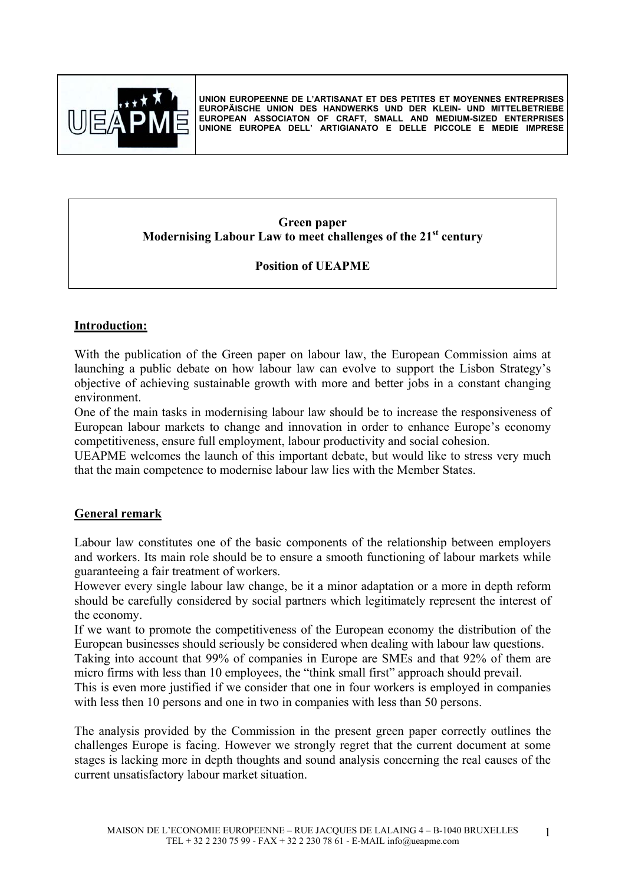UNION EUROPEENNE DE L'ARTISANAT ET DES PETITES ET MOYENNES ENTREPRISES
EUROPÄISCHE UNION DES HANDWERKS UND DER KLEIN- UND MITTELBETRIEBE
EUROPEAN ASSOCIATON OF CRAFT, SMALL AND MEDIUM-SIZED ENTERPRISES
UNIONE EUROPEA DELL' ARTIGIANATO E DELLE PICCOLE E MEDIE IMPRESE

# Green paper
# Modernising Labour Law to meet challenges of the 21st century

## Position of UEAPME

## Introduction:

With the publication of the Green paper on labour law, the European Commission aims at launching a public debate on how labour law can evolve to support the Lisbon Strategy's objective of achieving sustainable growth with more and better jobs in a constant changing environment.

One of the main tasks in modernising labour law should be to increase the responsiveness of European labour markets to change and innovation in order to enhance Europe's economy competitiveness, ensure full employment, labour productivity and social cohesion.

UEAPME welcomes the launch of this important debate, but would like to stress very much that the main competence to modernise labour law lies with the Member States.

## General remark

Labour law constitutes one of the basic components of the relationship between employers and workers. Its main role should be to ensure a smooth functioning of labour markets while guaranteeing a fair treatment of workers.

However every single labour law change, be it a minor adaptation or a more in depth reform should be carefully considered by social partners which legitimately represent the interest of the economy.

If we want to promote the competitiveness of the European economy the distribution of the European businesses should seriously be considered when dealing with labour law questions.

Taking into account that 99% of companies in Europe are SMEs and that 92% of them are micro firms with less than 10 employees, the "think small first" approach should prevail.

This is even more justified if we consider that one in four workers is employed in companies with less then 10 persons and one in two in companies with less than 50 persons.

The analysis provided by the Commission in the present green paper correctly outlines the challenges Europe is facing. However we strongly regret that the current document at some stages is lacking more in depth thoughts and sound analysis concerning the real causes of the current unsatisfactory labour market situation.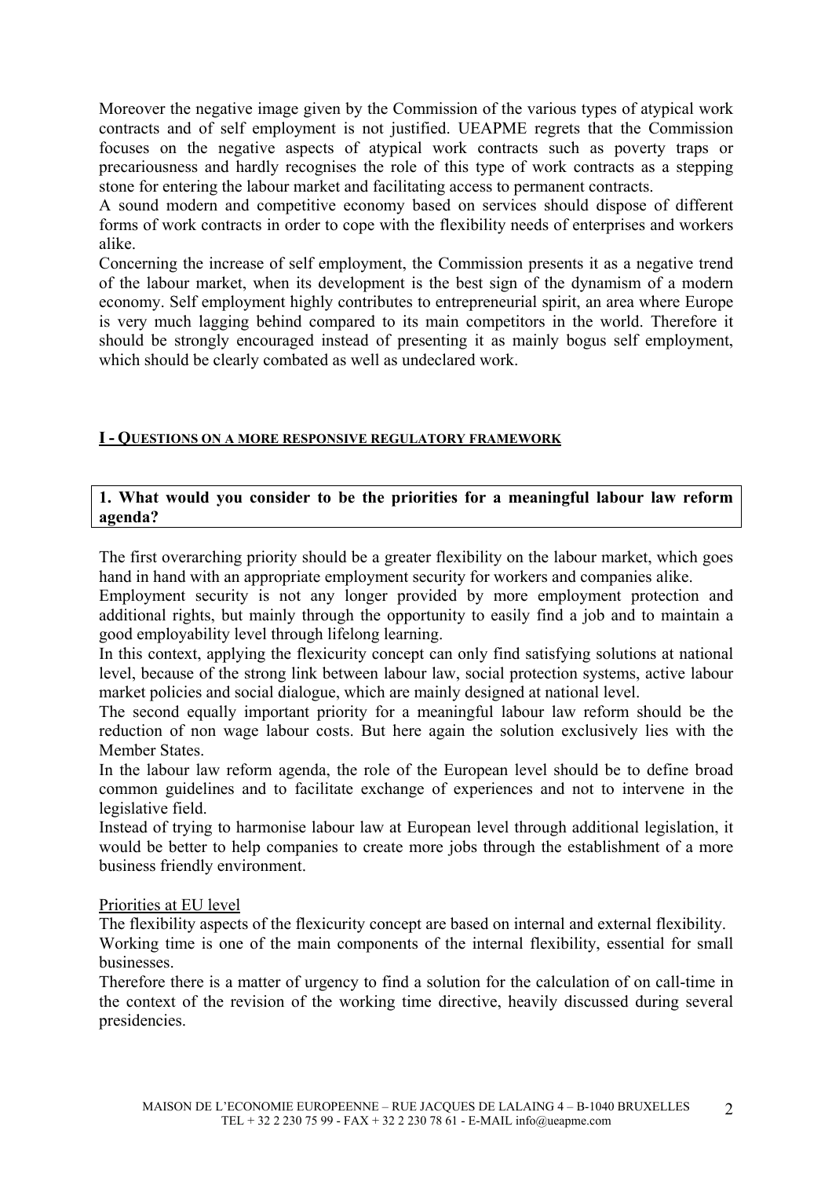Moreover the negative image given by the Commission of the various types of atypical work contracts and of self employment is not justified. UEAPME regrets that the Commission focuses on the negative aspects of atypical work contracts such as poverty traps or precariousness and hardly recognises the role of this type of work contracts as a stepping stone for entering the labour market and facilitating access to permanent contracts.

A sound modern and competitive economy based on services should dispose of different forms of work contracts in order to cope with the flexibility needs of enterprises and workers alike.

Concerning the increase of self employment, the Commission presents it as a negative trend of the labour market, when its development is the best sign of the dynamism of a modern economy. Self employment highly contributes to entrepreneurial spirit, an area where Europe is very much lagging behind compared to its main competitors in the world. Therefore it should be strongly encouraged instead of presenting it as mainly bogus self employment, which should be clearly combated as well as undeclared work.

## I - QUESTIONS ON A MORE RESPONSIVE REGULATORY FRAMEWORK

**1. What would you consider to be the priorities for a meaningful labour law reform agenda?**

The first overarching priority should be a greater flexibility on the labour market, which goes hand in hand with an appropriate employment security for workers and companies alike.

Employment security is not any longer provided by more employment protection and additional rights, but mainly through the opportunity to easily find a job and to maintain a good employability level through lifelong learning.

In this context, applying the flexicurity concept can only find satisfying solutions at national level, because of the strong link between labour law, social protection systems, active labour market policies and social dialogue, which are mainly designed at national level.

The second equally important priority for a meaningful labour law reform should be the reduction of non wage labour costs. But here again the solution exclusively lies with the Member States.

In the labour law reform agenda, the role of the European level should be to define broad common guidelines and to facilitate exchange of experiences and not to intervene in the legislative field.

Instead of trying to harmonise labour law at European level through additional legislation, it would be better to help companies to create more jobs through the establishment of a more business friendly environment.

Priorities at EU level

The flexibility aspects of the flexicurity concept are based on internal and external flexibility.

Working time is one of the main components of the internal flexibility, essential for small businesses.

Therefore there is a matter of urgency to find a solution for the calculation of on call-time in the context of the revision of the working time directive, heavily discussed during several presidencies.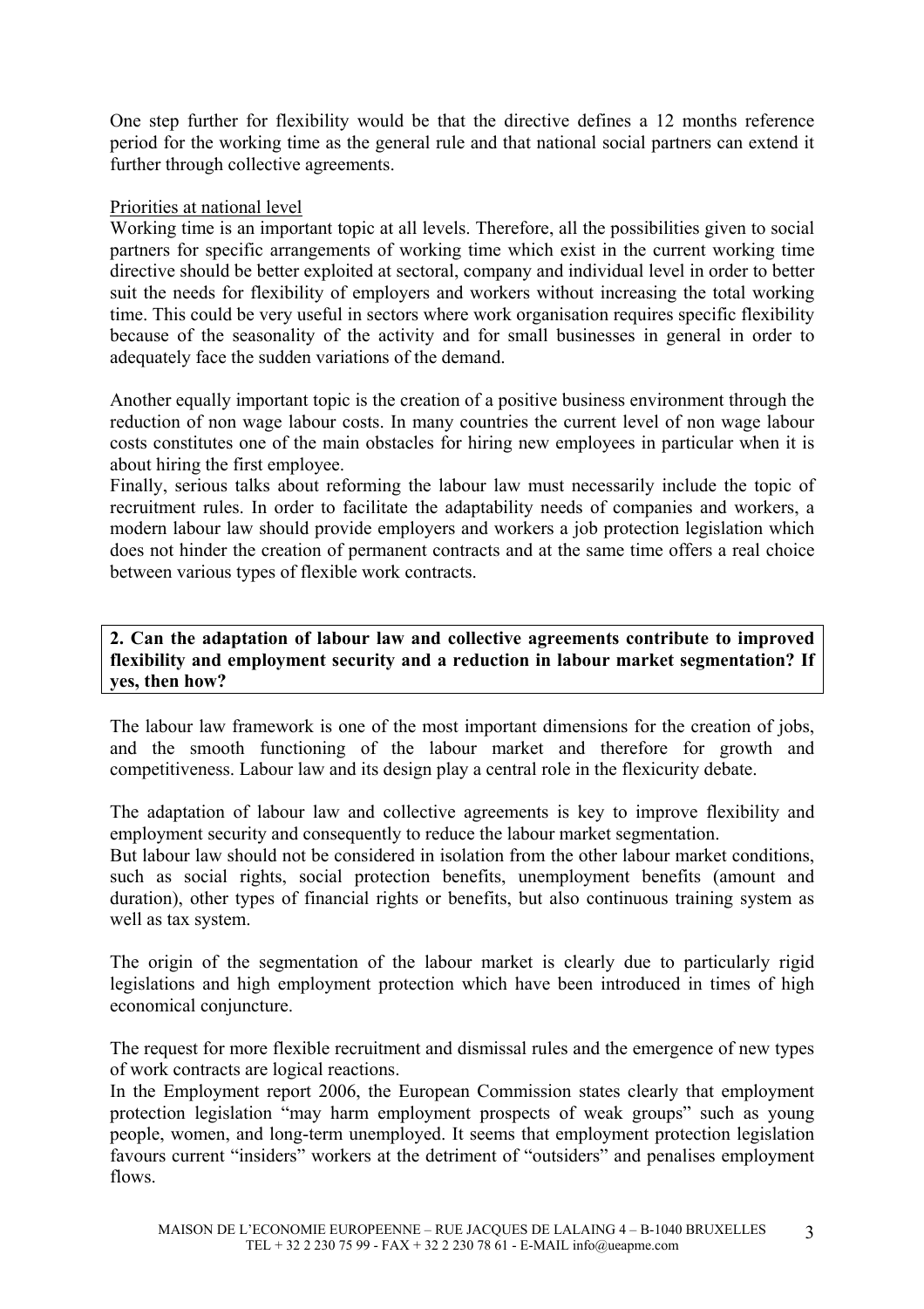One step further for flexibility would be that the directive defines a 12 months reference period for the working time as the general rule and that national social partners can extend it further through collective agreements.

Priorities at national level

Working time is an important topic at all levels. Therefore, all the possibilities given to social partners for specific arrangements of working time which exist in the current working time directive should be better exploited at sectoral, company and individual level in order to better suit the needs for flexibility of employers and workers without increasing the total working time. This could be very useful in sectors where work organisation requires specific flexibility because of the seasonality of the activity and for small businesses in general in order to adequately face the sudden variations of the demand.

Another equally important topic is the creation of a positive business environment through the reduction of non wage labour costs. In many countries the current level of non wage labour costs constitutes one of the main obstacles for hiring new employees in particular when it is about hiring the first employee.

Finally, serious talks about reforming the labour law must necessarily include the topic of recruitment rules. In order to facilitate the adaptability needs of companies and workers, a modern labour law should provide employers and workers a job protection legislation which does not hinder the creation of permanent contracts and at the same time offers a real choice between various types of flexible work contracts.

**2. Can the adaptation of labour law and collective agreements contribute to improved flexibility and employment security and a reduction in labour market segmentation? If yes, then how?**

The labour law framework is one of the most important dimensions for the creation of jobs, and the smooth functioning of the labour market and therefore for growth and competitiveness. Labour law and its design play a central role in the flexicurity debate.

The adaptation of labour law and collective agreements is key to improve flexibility and employment security and consequently to reduce the labour market segmentation.

But labour law should not be considered in isolation from the other labour market conditions, such as social rights, social protection benefits, unemployment benefits (amount and duration), other types of financial rights or benefits, but also continuous training system as well as tax system.

The origin of the segmentation of the labour market is clearly due to particularly rigid legislations and high employment protection which have been introduced in times of high economical conjuncture.

The request for more flexible recruitment and dismissal rules and the emergence of new types of work contracts are logical reactions.

In the Employment report 2006, the European Commission states clearly that employment protection legislation "may harm employment prospects of weak groups" such as young people, women, and long-term unemployed. It seems that employment protection legislation favours current "insiders" workers at the detriment of "outsiders" and penalises employment flows.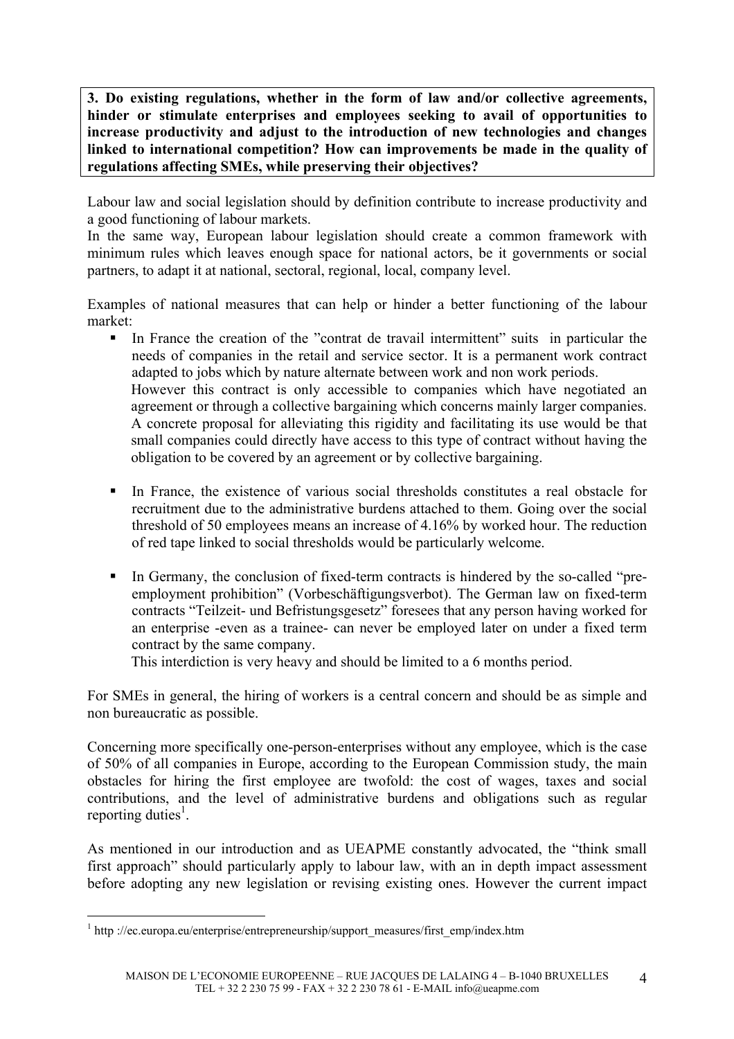**3. Do existing regulations, whether in the form of law and/or collective agreements, hinder or stimulate enterprises and employees seeking to avail of opportunities to increase productivity and adjust to the introduction of new technologies and changes linked to international competition? How can improvements be made in the quality of regulations affecting SMEs, while preserving their objectives?**

Labour law and social legislation should by definition contribute to increase productivity and a good functioning of labour markets.
In the same way, European labour legislation should create a common framework with minimum rules which leaves enough space for national actors, be it governments or social partners, to adapt it at national, sectoral, regional, local, company level.

Examples of national measures that can help or hinder a better functioning of the labour market:

- In France the creation of the "contrat de travail intermittent" suits in particular the needs of companies in the retail and service sector. It is a permanent work contract adapted to jobs which by nature alternate between work and non work periods.
  However this contract is only accessible to companies which have negotiated an agreement or through a collective bargaining which concerns mainly larger companies. A concrete proposal for alleviating this rigidity and facilitating its use would be that small companies could directly have access to this type of contract without having the obligation to be covered by an agreement or by collective bargaining.

- In France, the existence of various social thresholds constitutes a real obstacle for recruitment due to the administrative burdens attached to them. Going over the social threshold of 50 employees means an increase of 4.16% by worked hour. The reduction of red tape linked to social thresholds would be particularly welcome.

- In Germany, the conclusion of fixed-term contracts is hindered by the so-called "pre-employment prohibition" (Vorbeschäftigungsverbot). The German law on fixed-term contracts "Teilzeit- und Befristungsgesetz" foresees that any person having worked for an enterprise -even as a trainee- can never be employed later on under a fixed term contract by the same company.
  This interdiction is very heavy and should be limited to a 6 months period.

For SMEs in general, the hiring of workers is a central concern and should be as simple and non bureaucratic as possible.

Concerning more specifically one-person-enterprises without any employee, which is the case of 50% of all companies in Europe, according to the European Commission study, the main obstacles for hiring the first employee are twofold: the cost of wages, taxes and social contributions, and the level of administrative burdens and obligations such as regular reporting duties[1].

As mentioned in our introduction and as UEAPME constantly advocated, the "think small first approach" should particularly apply to labour law, with an in depth impact assessment before adopting any new legislation or revising existing ones. However the current impact

[1] http ://ec.europa.eu/enterprise/entrepreneurship/support_measures/first_emp/index.htm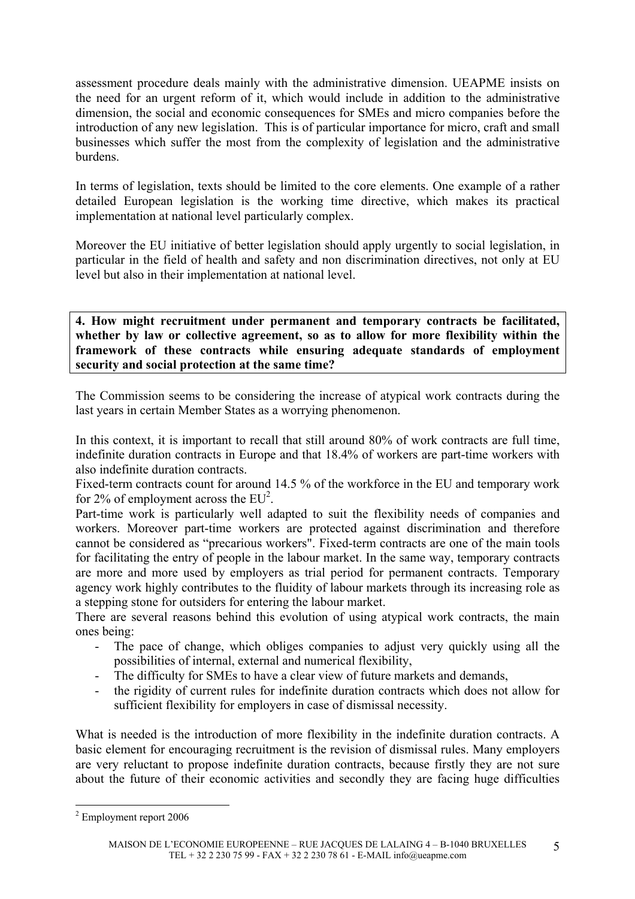assessment procedure deals mainly with the administrative dimension. UEAPME insists on the need for an urgent reform of it, which would include in addition to the administrative dimension, the social and economic consequences for SMEs and micro companies before the introduction of any new legislation. This is of particular importance for micro, craft and small businesses which suffer the most from the complexity of legislation and the administrative burdens.

In terms of legislation, texts should be limited to the core elements. One example of a rather detailed European legislation is the working time directive, which makes its practical implementation at national level particularly complex.

Moreover the EU initiative of better legislation should apply urgently to social legislation, in particular in the field of health and safety and non discrimination directives, not only at EU level but also in their implementation at national level.

**4. How might recruitment under permanent and temporary contracts be facilitated, whether by law or collective agreement, so as to allow for more flexibility within the framework of these contracts while ensuring adequate standards of employment security and social protection at the same time?**

The Commission seems to be considering the increase of atypical work contracts during the last years in certain Member States as a worrying phenomenon.

In this context, it is important to recall that still around 80% of work contracts are full time, indefinite duration contracts in Europe and that 18.4% of workers are part-time workers with also indefinite duration contracts.

Fixed-term contracts count for around 14.5 % of the workforce in the EU and temporary work for 2% of employment across the EU[2].

Part-time work is particularly well adapted to suit the flexibility needs of companies and workers. Moreover part-time workers are protected against discrimination and therefore cannot be considered as "precarious workers". Fixed-term contracts are one of the main tools for facilitating the entry of people in the labour market. In the same way, temporary contracts are more and more used by employers as trial period for permanent contracts. Temporary agency work highly contributes to the fluidity of labour markets through its increasing role as a stepping stone for outsiders for entering the labour market.

There are several reasons behind this evolution of using atypical work contracts, the main ones being:

- The pace of change, which obliges companies to adjust very quickly using all the possibilities of internal, external and numerical flexibility,
- The difficulty for SMEs to have a clear view of future markets and demands,
- the rigidity of current rules for indefinite duration contracts which does not allow for sufficient flexibility for employers in case of dismissal necessity.

What is needed is the introduction of more flexibility in the indefinite duration contracts. A basic element for encouraging recruitment is the revision of dismissal rules. Many employers are very reluctant to propose indefinite duration contracts, because firstly they are not sure about the future of their economic activities and secondly they are facing huge difficulties

[2] Employment report 2006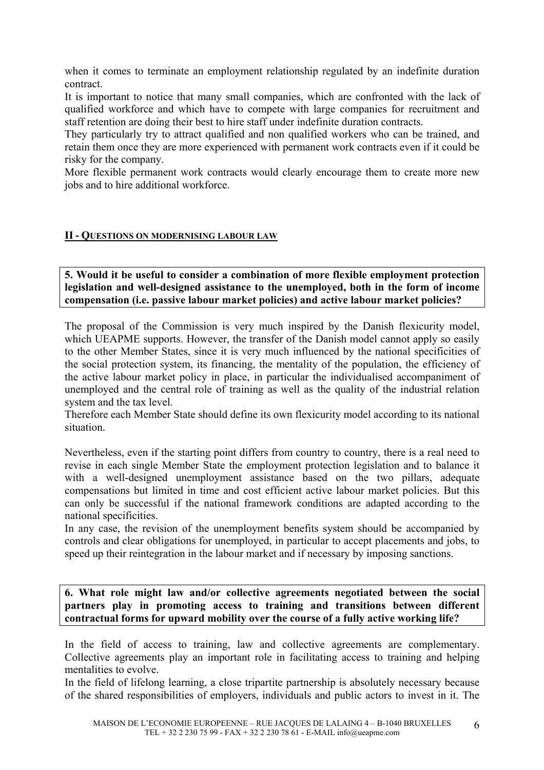when it comes to terminate an employment relationship regulated by an indefinite duration contract.

It is important to notice that many small companies, which are confronted with the lack of qualified workforce and which have to compete with large companies for recruitment and staff retention are doing their best to hire staff under indefinite duration contracts.

They particularly try to attract qualified and non qualified workers who can be trained, and retain them once they are more experienced with permanent work contracts even if it could be risky for the company.

More flexible permanent work contracts would clearly encourage them to create more new jobs and to hire additional workforce.

## II - QUESTIONS ON MODERNISING LABOUR LAW

**5. Would it be useful to consider a combination of more flexible employment protection legislation and well-designed assistance to the unemployed, both in the form of income compensation (i.e. passive labour market policies) and active labour market policies?**

The proposal of the Commission is very much inspired by the Danish flexicurity model, which UEAPME supports. However, the transfer of the Danish model cannot apply so easily to the other Member States, since it is very much influenced by the national specificities of the social protection system, its financing, the mentality of the population, the efficiency of the active labour market policy in place, in particular the individualised accompaniment of unemployed and the central role of training as well as the quality of the industrial relation system and the tax level.

Therefore each Member State should define its own flexicurity model according to its national situation.

Nevertheless, even if the starting point differs from country to country, there is a real need to revise in each single Member State the employment protection legislation and to balance it with a well-designed unemployment assistance based on the two pillars, adequate compensations but limited in time and cost efficient active labour market policies. But this can only be successful if the national framework conditions are adapted according to the national specificities.

In any case, the revision of the unemployment benefits system should be accompanied by controls and clear obligations for unemployed, in particular to accept placements and jobs, to speed up their reintegration in the labour market and if necessary by imposing sanctions.

**6. What role might law and/or collective agreements negotiated between the social partners play in promoting access to training and transitions between different contractual forms for upward mobility over the course of a fully active working life?**

In the field of access to training, law and collective agreements are complementary. Collective agreements play an important role in facilitating access to training and helping mentalities to evolve.

In the field of lifelong learning, a close tripartite partnership is absolutely necessary because of the shared responsibilities of employers, individuals and public actors to invest in it. The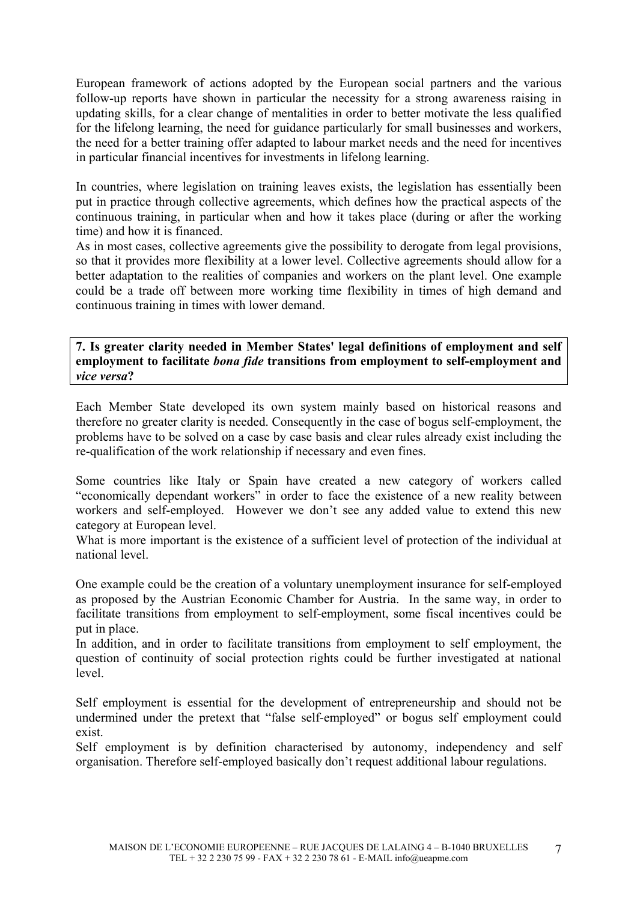European framework of actions adopted by the European social partners and the various follow-up reports have shown in particular the necessity for a strong awareness raising in updating skills, for a clear change of mentalities in order to better motivate the less qualified for the lifelong learning, the need for guidance particularly for small businesses and workers, the need for a better training offer adapted to labour market needs and the need for incentives in particular financial incentives for investments in lifelong learning.

In countries, where legislation on training leaves exists, the legislation has essentially been put in practice through collective agreements, which defines how the practical aspects of the continuous training, in particular when and how it takes place (during or after the working time) and how it is financed.
As in most cases, collective agreements give the possibility to derogate from legal provisions, so that it provides more flexibility at a lower level. Collective agreements should allow for a better adaptation to the realities of companies and workers on the plant level. One example could be a trade off between more working time flexibility in times of high demand and continuous training in times with lower demand.

**7. Is greater clarity needed in Member States' legal definitions of employment and self employment to facilitate *bona fide* transitions from employment to self-employment and *vice versa*?**

Each Member State developed its own system mainly based on historical reasons and therefore no greater clarity is needed. Consequently in the case of bogus self-employment, the problems have to be solved on a case by case basis and clear rules already exist including the re-qualification of the work relationship if necessary and even fines.

Some countries like Italy or Spain have created a new category of workers called "economically dependant workers" in order to face the existence of a new reality between workers and self-employed. However we don't see any added value to extend this new category at European level.
What is more important is the existence of a sufficient level of protection of the individual at national level.

One example could be the creation of a voluntary unemployment insurance for self-employed as proposed by the Austrian Economic Chamber for Austria. In the same way, in order to facilitate transitions from employment to self-employment, some fiscal incentives could be put in place.
In addition, and in order to facilitate transitions from employment to self employment, the question of continuity of social protection rights could be further investigated at national level.

Self employment is essential for the development of entrepreneurship and should not be undermined under the pretext that "false self-employed" or bogus self employment could exist.
Self employment is by definition characterised by autonomy, independency and self organisation. Therefore self-employed basically don't request additional labour regulations.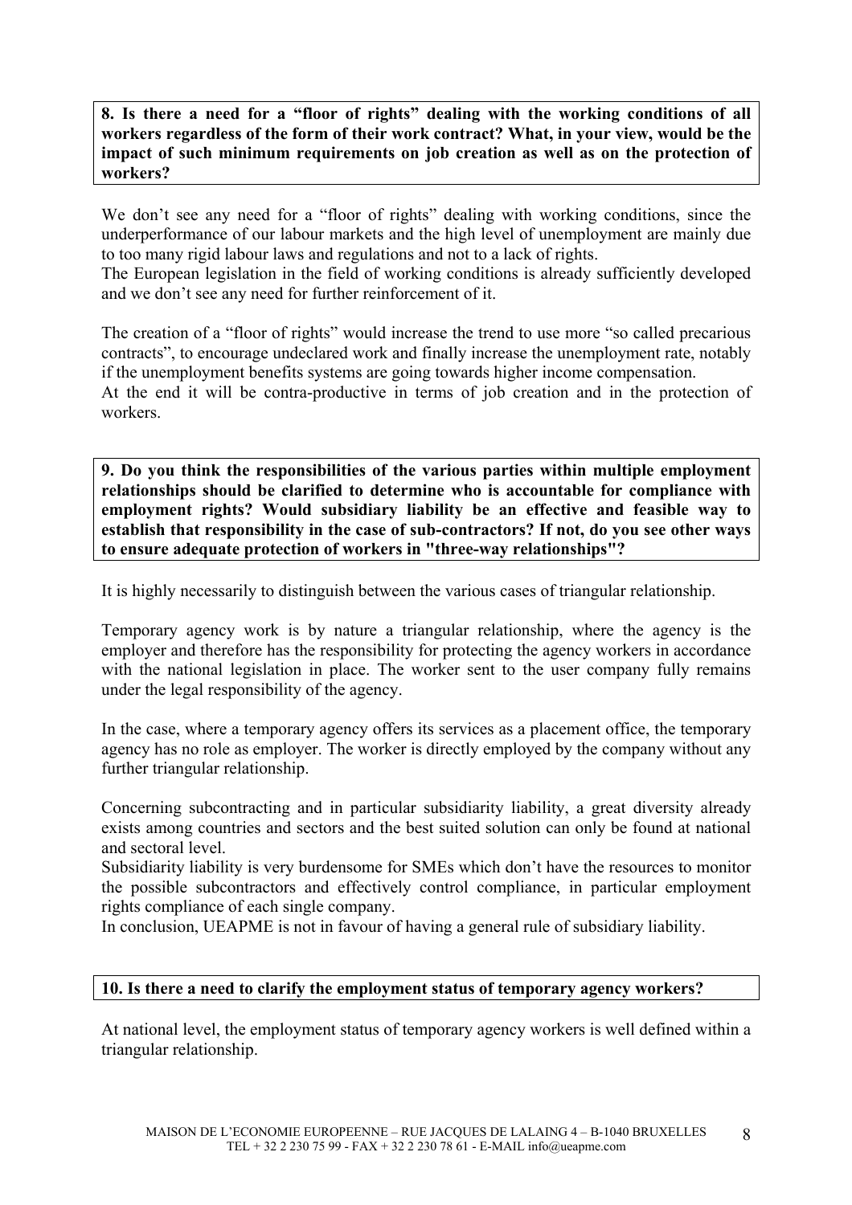**8. Is there a need for a "floor of rights" dealing with the working conditions of all workers regardless of the form of their work contract? What, in your view, would be the impact of such minimum requirements on job creation as well as on the protection of workers?**

We don't see any need for a "floor of rights" dealing with working conditions, since the underperformance of our labour markets and the high level of unemployment are mainly due to too many rigid labour laws and regulations and not to a lack of rights.
The European legislation in the field of working conditions is already sufficiently developed and we don't see any need for further reinforcement of it.

The creation of a "floor of rights" would increase the trend to use more "so called precarious contracts", to encourage undeclared work and finally increase the unemployment rate, notably if the unemployment benefits systems are going towards higher income compensation.
At the end it will be contra-productive in terms of job creation and in the protection of workers.

**9. Do you think the responsibilities of the various parties within multiple employment relationships should be clarified to determine who is accountable for compliance with employment rights? Would subsidiary liability be an effective and feasible way to establish that responsibility in the case of sub-contractors? If not, do you see other ways to ensure adequate protection of workers in "three-way relationships"?**

It is highly necessarily to distinguish between the various cases of triangular relationship.

Temporary agency work is by nature a triangular relationship, where the agency is the employer and therefore has the responsibility for protecting the agency workers in accordance with the national legislation in place. The worker sent to the user company fully remains under the legal responsibility of the agency.

In the case, where a temporary agency offers its services as a placement office, the temporary agency has no role as employer. The worker is directly employed by the company without any further triangular relationship.

Concerning subcontracting and in particular subsidiarity liability, a great diversity already exists among countries and sectors and the best suited solution can only be found at national and sectoral level.
Subsidiarity liability is very burdensome for SMEs which don't have the resources to monitor the possible subcontractors and effectively control compliance, in particular employment rights compliance of each single company.
In conclusion, UEAPME is not in favour of having a general rule of subsidiary liability.

**10. Is there a need to clarify the employment status of temporary agency workers?**

At national level, the employment status of temporary agency workers is well defined within a triangular relationship.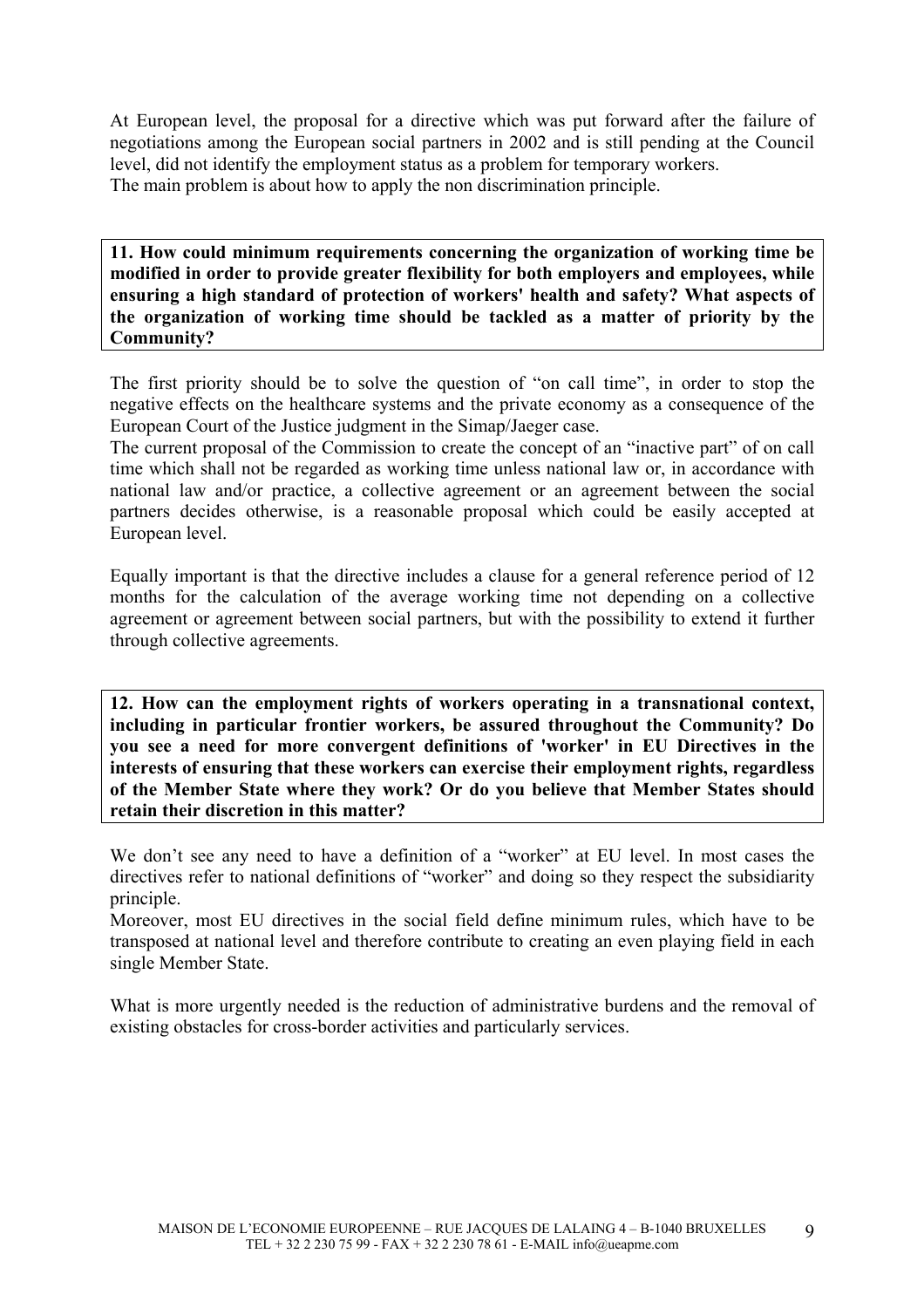At European level, the proposal for a directive which was put forward after the failure of negotiations among the European social partners in 2002 and is still pending at the Council level, did not identify the employment status as a problem for temporary workers.
The main problem is about how to apply the non discrimination principle.

**11. How could minimum requirements concerning the organization of working time be modified in order to provide greater flexibility for both employers and employees, while ensuring a high standard of protection of workers' health and safety? What aspects of the organization of working time should be tackled as a matter of priority by the Community?**

The first priority should be to solve the question of "on call time", in order to stop the negative effects on the healthcare systems and the private economy as a consequence of the European Court of the Justice judgment in the Simap/Jaeger case.
The current proposal of the Commission to create the concept of an "inactive part" of on call time which shall not be regarded as working time unless national law or, in accordance with national law and/or practice, a collective agreement or an agreement between the social partners decides otherwise, is a reasonable proposal which could be easily accepted at European level.

Equally important is that the directive includes a clause for a general reference period of 12 months for the calculation of the average working time not depending on a collective agreement or agreement between social partners, but with the possibility to extend it further through collective agreements.

**12. How can the employment rights of workers operating in a transnational context, including in particular frontier workers, be assured throughout the Community? Do you see a need for more convergent definitions of 'worker' in EU Directives in the interests of ensuring that these workers can exercise their employment rights, regardless of the Member State where they work? Or do you believe that Member States should retain their discretion in this matter?**

We don't see any need to have a definition of a "worker" at EU level. In most cases the directives refer to national definitions of "worker" and doing so they respect the subsidiarity principle.
Moreover, most EU directives in the social field define minimum rules, which have to be transposed at national level and therefore contribute to creating an even playing field in each single Member State.

What is more urgently needed is the reduction of administrative burdens and the removal of existing obstacles for cross-border activities and particularly services.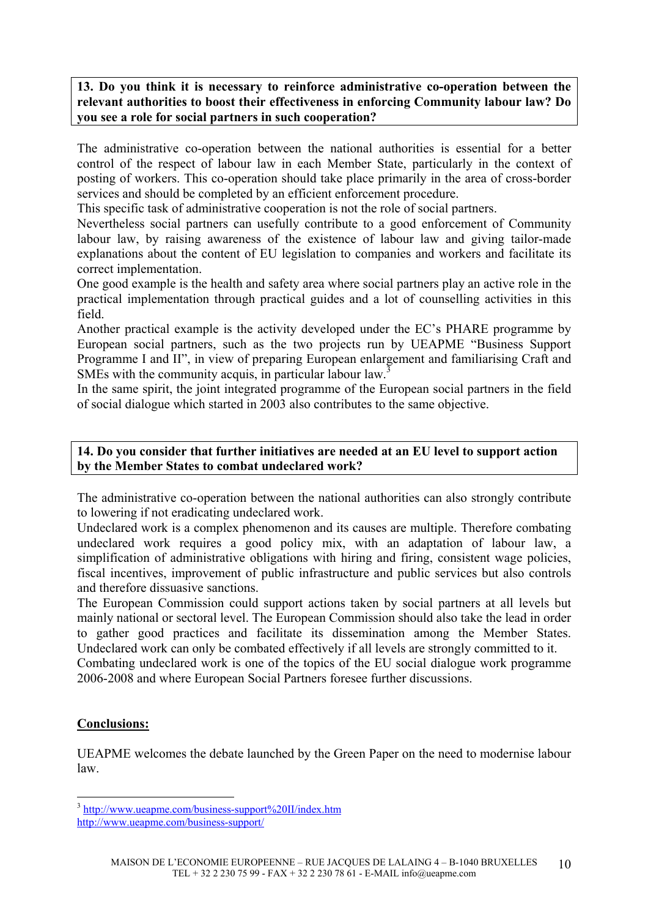**13. Do you think it is necessary to reinforce administrative co-operation between the relevant authorities to boost their effectiveness in enforcing Community labour law? Do you see a role for social partners in such cooperation?**

The administrative co-operation between the national authorities is essential for a better control of the respect of labour law in each Member State, particularly in the context of posting of workers. This co-operation should take place primarily in the area of cross-border services and should be completed by an efficient enforcement procedure.

This specific task of administrative cooperation is not the role of social partners.

Nevertheless social partners can usefully contribute to a good enforcement of Community labour law, by raising awareness of the existence of labour law and giving tailor-made explanations about the content of EU legislation to companies and workers and facilitate its correct implementation.

One good example is the health and safety area where social partners play an active role in the practical implementation through practical guides and a lot of counselling activities in this field.

Another practical example is the activity developed under the EC's PHARE programme by European social partners, such as the two projects run by UEAPME "Business Support Programme I and II", in view of preparing European enlargement and familiarising Craft and SMEs with the community acquis, in particular labour law.[3]

In the same spirit, the joint integrated programme of the European social partners in the field of social dialogue which started in 2003 also contributes to the same objective.

**14. Do you consider that further initiatives are needed at an EU level to support action by the Member States to combat undeclared work?**

The administrative co-operation between the national authorities can also strongly contribute to lowering if not eradicating undeclared work.

Undeclared work is a complex phenomenon and its causes are multiple. Therefore combating undeclared work requires a good policy mix, with an adaptation of labour law, a simplification of administrative obligations with hiring and firing, consistent wage policies, fiscal incentives, improvement of public infrastructure and public services but also controls and therefore dissuasive sanctions.

The European Commission could support actions taken by social partners at all levels but mainly national or sectoral level. The European Commission should also take the lead in order to gather good practices and facilitate its dissemination among the Member States. Undeclared work can only be combated effectively if all levels are strongly committed to it.

Combating undeclared work is one of the topics of the EU social dialogue work programme 2006-2008 and where European Social Partners foresee further discussions.

## Conclusions:

UEAPME welcomes the debate launched by the Green Paper on the need to modernise labour law.

---

[3] http://www.ueapme.com/business-support%20II/index.htm
http://www.ueapme.com/business-support/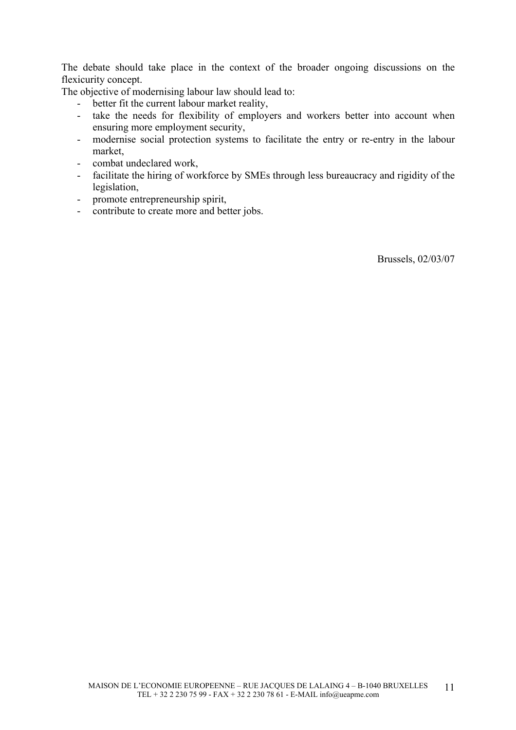The debate should take place in the context of the broader ongoing discussions on the flexicurity concept.

The objective of modernising labour law should lead to:

- better fit the current labour market reality,
- take the needs for flexibility of employers and workers better into account when ensuring more employment security,
- modernise social protection systems to facilitate the entry or re-entry in the labour market,
- combat undeclared work,
- facilitate the hiring of workforce by SMEs through less bureaucracy and rigidity of the legislation,
- promote entrepreneurship spirit,
- contribute to create more and better jobs.

Brussels, 02/03/07

MAISON DE L'ECONOMIE EUROPEENNE – RUE JACQUES DE LALAING 4 – B-1040 BRUXELLES
TEL + 32 2 230 75 99 - FAX + 32 2 230 78 61 - E-MAIL info@ueapme.com